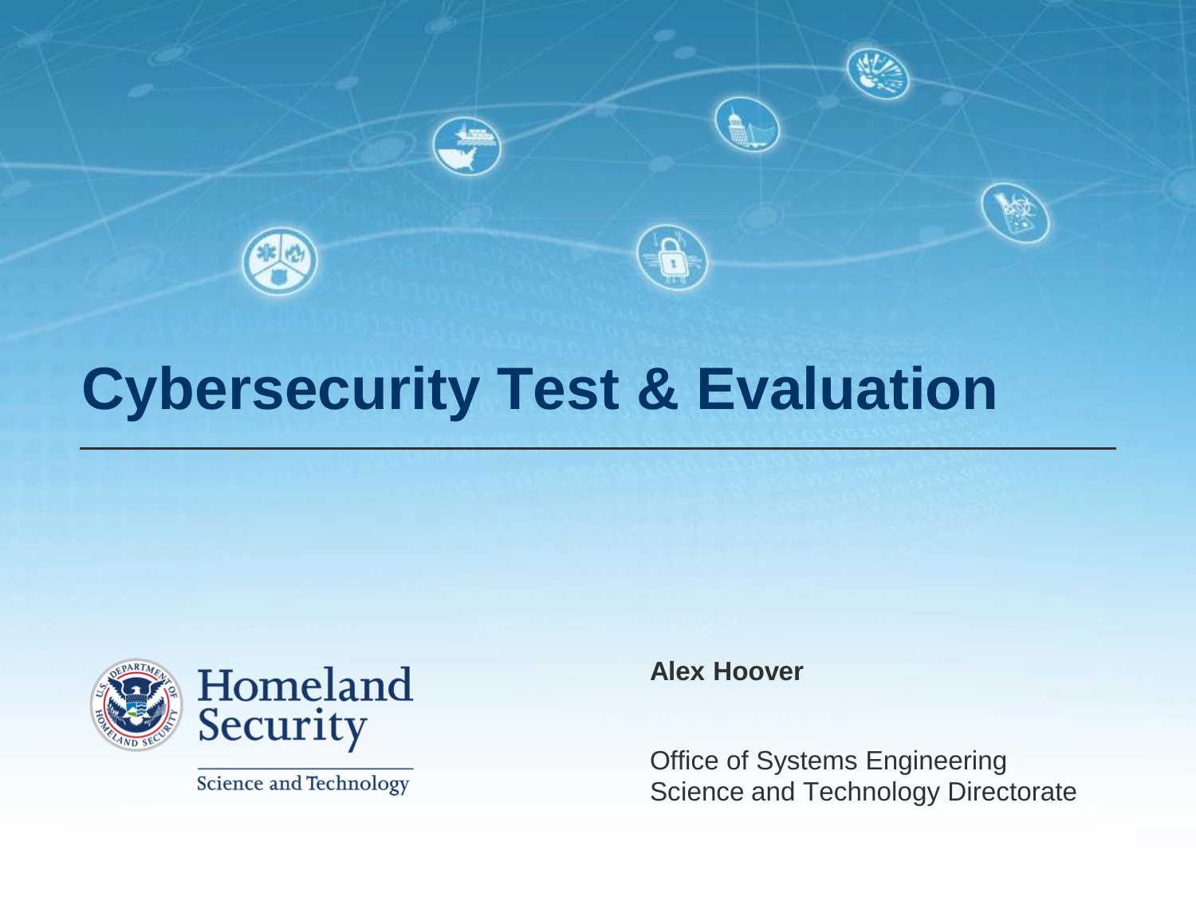# Cybersecurity Test & Evaluation

Homeland Security

Science and Technology

**Alex Hoover**

Office of Systems Engineering
Science and Technology Directorate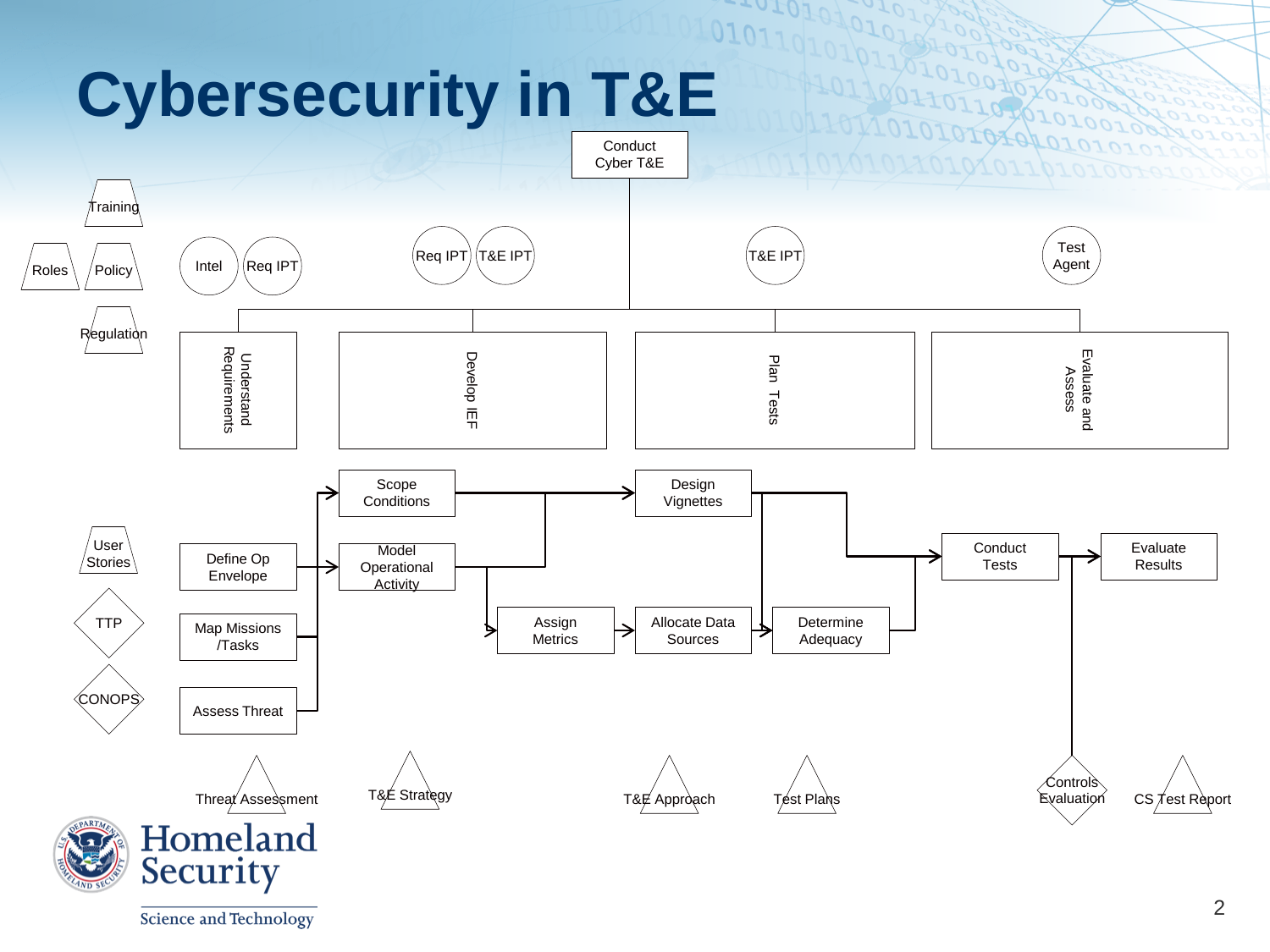# Cybersecurity in T&E

Conduct Cyber T&E

Training

Roles

Policy

Regulation

Intel

Req IPT

Req IPT

T&E IPT

T&E IPT

Test Agent

Understand Requirements

Develop IEF

Plan Tests

Evaluate and Assess

User Stories

TTP

CONOPS

Define Op Envelope

Map Missions /Tasks

Assess Threat

Scope Conditions

Model Operational Activity

Assign Metrics

Design Vignettes

Allocate Data Sources

Determine Adequacy

Conduct Tests

Evaluate Results

Threat Assessment

T&E Strategy

T&E Approach

Test Plans

Controls Evaluation

CS Test Report

Homeland Security

Science and Technology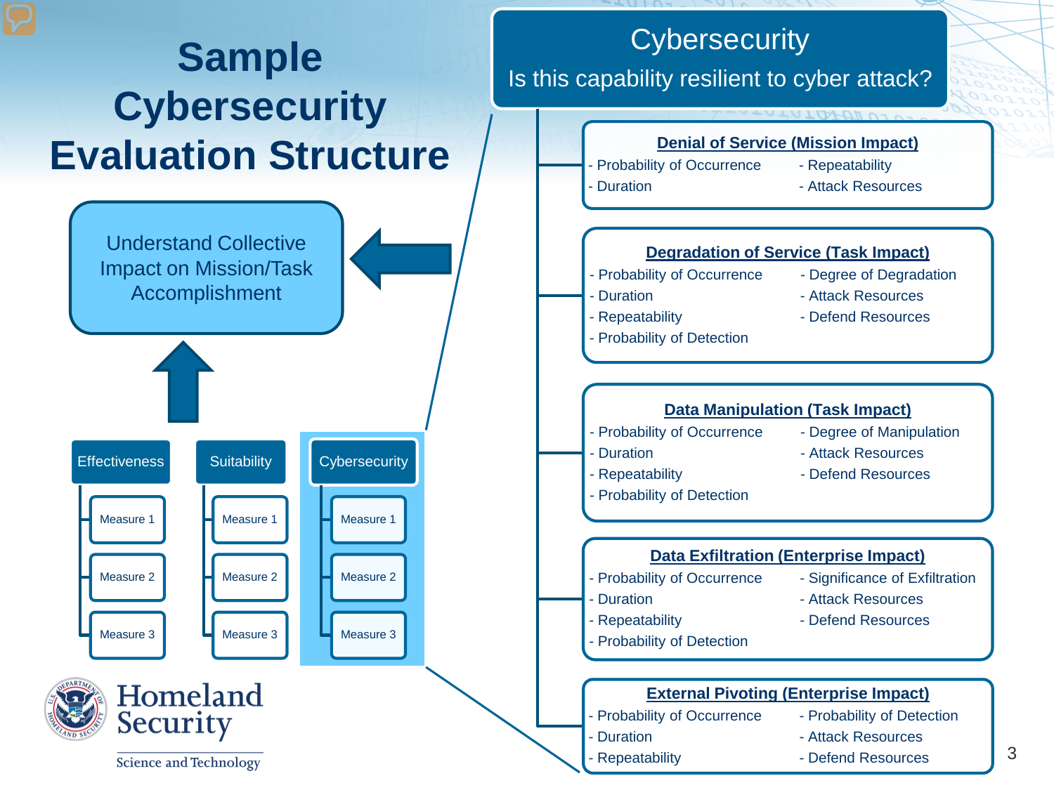# Sample Cybersecurity Evaluation Structure

Understand Collective Impact on Mission/Task Accomplishment

| Effectiveness | Suitability | Cybersecurity |
|---|---|---|
| Measure 1 | Measure 1 | Measure 1 |
| Measure 2 | Measure 2 | Measure 2 |
| Measure 3 | Measure 3 | Measure 3 |

## Cybersecurity

Is this capability resilient to cyber attack?

### Denial of Service (Mission Impact)

- Probability of Occurrence
- Duration
- Repeatability
- Attack Resources

### Degradation of Service (Task Impact)

- Probability of Occurrence
- Duration
- Repeatability
- Probability of Detection
- Degree of Degradation
- Attack Resources
- Defend Resources

### Data Manipulation (Task Impact)

- Probability of Occurrence
- Duration
- Repeatability
- Probability of Detection
- Degree of Manipulation
- Attack Resources
- Defend Resources

### Data Exfiltration (Enterprise Impact)

- Probability of Occurrence
- Duration
- Repeatability
- Probability of Detection
- Significance of Exfiltration
- Attack Resources
- Defend Resources

### External Pivoting (Enterprise Impact)

- Probability of Occurrence
- Duration
- Repeatability
- Probability of Detection
- Attack Resources
- Defend Resources

Homeland Security

Science and Technology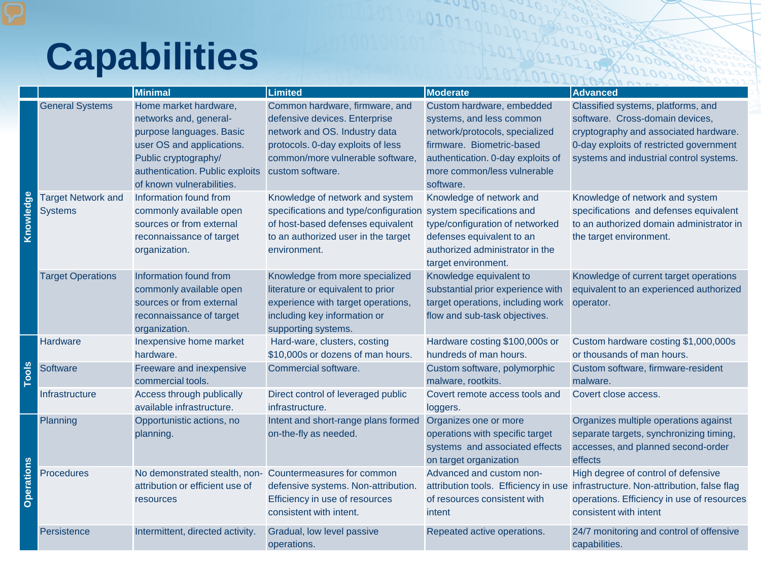# Capabilities

| | | Minimal | Limited | Moderate | Advanced |
|---|---|---|---|---|---|
| Knowledge | General Systems | Home market hardware, networks and, general-purpose languages. Basic user OS and applications. Public cryptography/ authentication. Public exploits of known vulnerabilities. | Common hardware, firmware, and defensive devices. Enterprise network and OS. Industry data protocols. 0-day exploits of less common/more vulnerable software, custom software. | Custom hardware, embedded systems, and less common network/protocols, specialized firmware. Biometric-based authentication. 0-day exploits of more common/less vulnerable software. | Classified systems, platforms, and software. Cross-domain devices, cryptography and associated hardware. 0-day exploits of restricted government systems and industrial control systems. |
| | Target Network and Systems | Information found from commonly available open sources or from external reconnaissance of target organization. | Knowledge of network and system specifications and type/configuration of host-based defenses equivalent to an authorized user in the target environment. | Knowledge of network and system specifications and type/configuration of networked defenses equivalent to an authorized administrator in the target environment. | Knowledge of network and system specifications and defenses equivalent to an authorized domain administrator in the target environment. |
| | Target Operations | Information found from commonly available open sources or from external reconnaissance of target organization. | Knowledge from more specialized literature or equivalent to prior experience with target operations, including key information or supporting systems. | Knowledge equivalent to substantial prior experience with target operations, including work flow and sub-task objectives. | Knowledge of current target operations equivalent to an experienced authorized operator. |
| Tools | Hardware | Inexpensive home market hardware. | Hard-ware, clusters, costing $10,000s or dozens of man hours. | Hardware costing $100,000s or hundreds of man hours. | Custom hardware costing $1,000,000s or thousands of man hours. |
| | Software | Freeware and inexpensive commercial tools. | Commercial software. | Custom software, polymorphic malware, rootkits. | Custom software, firmware-resident malware. |
| | Infrastructure | Access through publically available infrastructure. | Direct control of leveraged public infrastructure. | Covert remote access tools and loggers. | Covert close access. |
| Operations | Planning | Opportunistic actions, no planning. | Intent and short-range plans formed on-the-fly as needed. | Organizes one or more operations with specific target systems and associated effects on target organization | Organizes multiple operations against separate targets, synchronizing timing, accesses, and planned second-order effects |
| | Procedures | No demonstrated stealth, non-attribution or efficient use of resources | Countermeasures for common defensive systems. Non-attribution. Efficiency in use of resources consistent with intent. | Advanced and custom non-attribution tools. Efficiency in use of resources consistent with intent | High degree of control of defensive infrastructure. Non-attribution, false flag operations. Efficiency in use of resources consistent with intent |
| | Persistence | Intermittent, directed activity. | Gradual, low level passive operations. | Repeated active operations. | 24/7 monitoring and control of offensive capabilities. |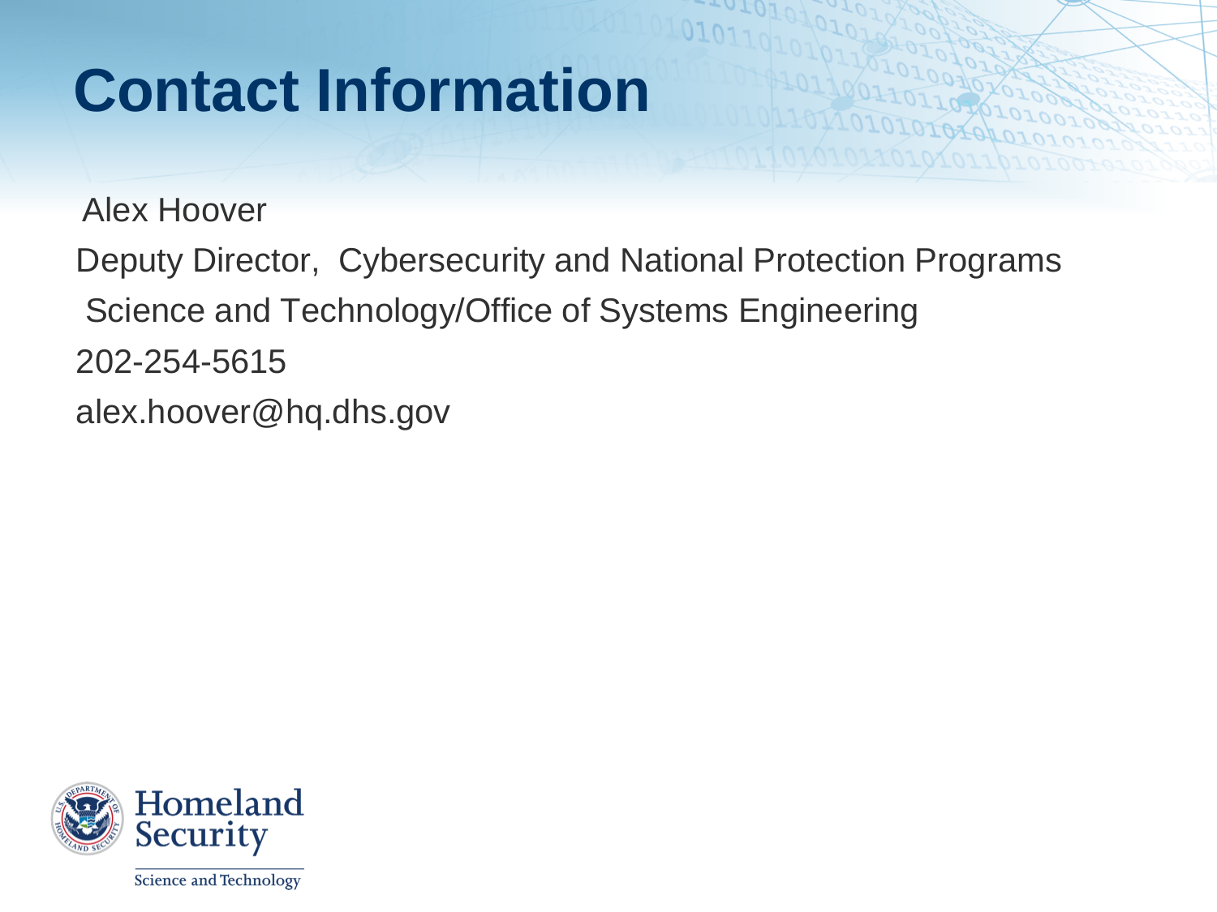# Contact Information

Alex Hoover

Deputy Director, Cybersecurity and National Protection Programs

Science and Technology/Office of Systems Engineering

202-254-5615

alex.hoover@hq.dhs.gov

Homeland Security

Science and Technology